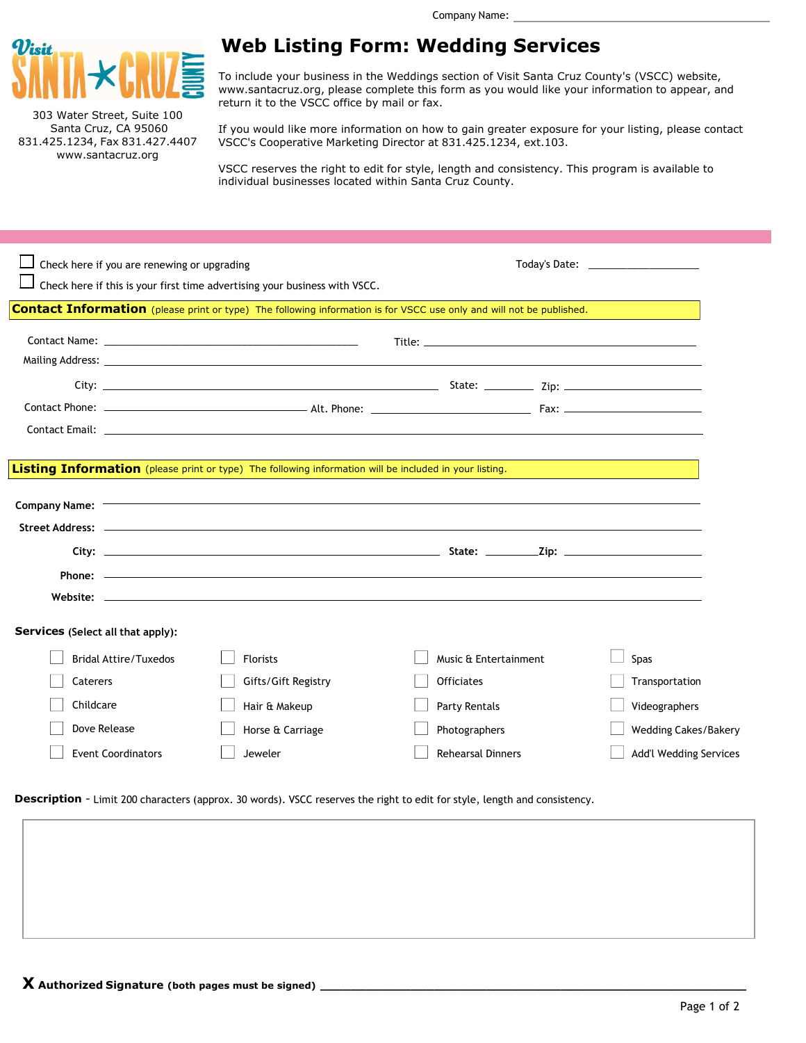Company Name: ______________________________

303 Water Street, Suite 100
Santa Cruz, CA 95060
831.425.1234, Fax 831.427.4407
www.santacruz.org

# Web Listing Form: Wedding Services

To include your business in the Weddings section of Visit Santa Cruz County's (VSCC) website, www.santacruz.org, please complete this form as you would like your information to appear, and return it to the VSCC office by mail or fax.

If you would like more information on how to gain greater exposure for your listing, please contact VSCC's Cooperative Marketing Director at 831.425.1234, ext.103.

VSCC reserves the right to edit for style, length and consistency. This program is available to individual businesses located within Santa Cruz County.

☐ Check here if you are renewing or upgrading

☐ Check here if this is your first time advertising your business with VSCC.

Today's Date: ____________________

## Contact Information (please print or type) The following information is for VSCC use only and will not be published.

Contact Name: ______________________________ Title: ______________________________

Mailing Address: ______________________________

City: ______________________________ State: __________ Zip: ______________

Contact Phone: ____________________ Alt. Phone: ____________________ Fax: ____________________

Contact Email: ______________________________

## Listing Information (please print or type) The following information will be included in your listing.

**Company Name:** ______________________________

**Street Address:** ______________________________

**City:** ______________________________ **State:** __________ **Zip:** ______________

**Phone:** ______________________________

**Website:** ______________________________

**Services (Select all that apply):**

- ☐ Bridal Attire/Tuxedos
- ☐ Caterers
- ☐ Childcare
- ☐ Dove Release
- ☐ Event Coordinators
- ☐ Florists
- ☐ Gifts/Gift Registry
- ☐ Hair & Makeup
- ☐ Horse & Carriage
- ☐ Jeweler
- ☐ Music & Entertainment
- ☐ Officiates
- ☐ Party Rentals
- ☐ Photographers
- ☐ Rehearsal Dinners
- ☐ Spas
- ☐ Transportation
- ☐ Videographers
- ☐ Wedding Cakes/Bakery
- ☐ Add'l Wedding Services

**Description** - Limit 200 characters (approx. 30 words). VSCC reserves the right to edit for style, length and consistency.

**X Authorized Signature (both pages must be signed)** ______________________________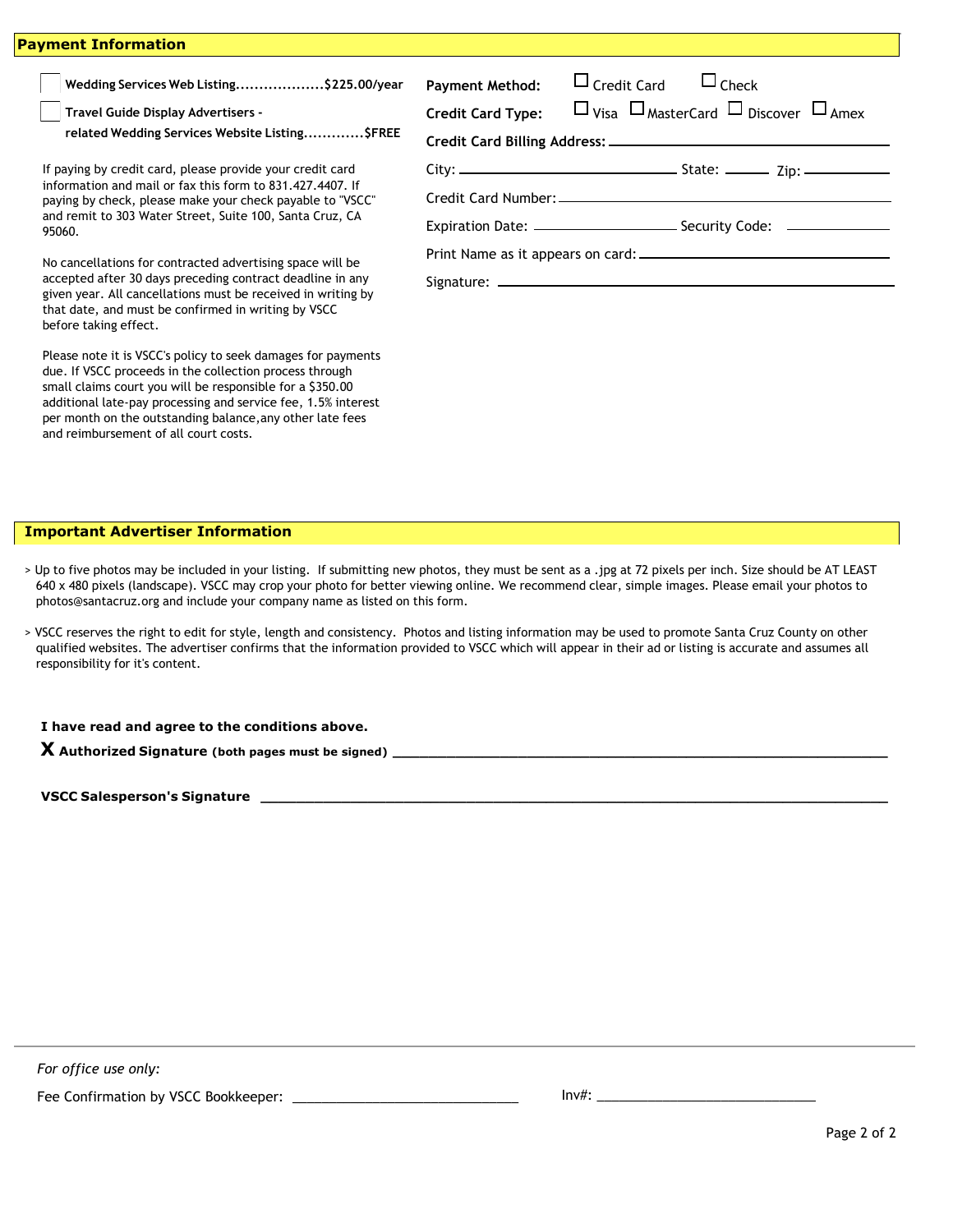## Payment Information

☐ **Wedding Services Web Listing...................$225.00/year**

☐ **Travel Guide Display Advertisers - related Wedding Services Website Listing.............$FREE**

If paying by credit card, please provide your credit card information and mail or fax this form to 831.427.4407. If paying by check, please make your check payable to "VSCC" and remit to 303 Water Street, Suite 100, Santa Cruz, CA 95060.

No cancellations for contracted advertising space will be accepted after 30 days preceding contract deadline in any given year. All cancellations must be received in writing by that date, and must be confirmed in writing by VSCC before taking effect.

Please note it is VSCC's policy to seek damages for payments due. If VSCC proceeds in the collection process through small claims court you will be responsible for a $350.00 additional late-pay processing and service fee, 1.5% interest per month on the outstanding balance,any other late fees and reimbursement of all court costs.

**Payment Method:** ☐ Credit Card ☐ Check

**Credit Card Type:** ☐ Visa ☐ MasterCard ☐ Discover ☐ Amex

**Credit Card Billing Address:** ______________________________

City: ____________________ State: ______ Zip: __________

Credit Card Number: ______________________________

Expiration Date: ______________ Security Code: __________

Print Name as it appears on card: ______________________________

Signature: ______________________________

## Important Advertiser Information

> Up to five photos may be included in your listing. If submitting new photos, they must be sent as a .jpg at 72 pixels per inch. Size should be AT LEAST 640 x 480 pixels (landscape). VSCC may crop your photo for better viewing online. We recommend clear, simple images. Please email your photos to photos@santacruz.org and include your company name as listed on this form.

> VSCC reserves the right to edit for style, length and consistency. Photos and listing information may be used to promote Santa Cruz County on other qualified websites. The advertiser confirms that the information provided to VSCC which will appear in their ad or listing is accurate and assumes all responsibility for it's content.

**I have read and agree to the conditions above.**

**X Authorized Signature (both pages must be signed)** ______________________________

**VSCC Salesperson's Signature** ______________________________

*For office use only:*

Fee Confirmation by VSCC Bookkeeper: ______________________ Inv#: ______________________